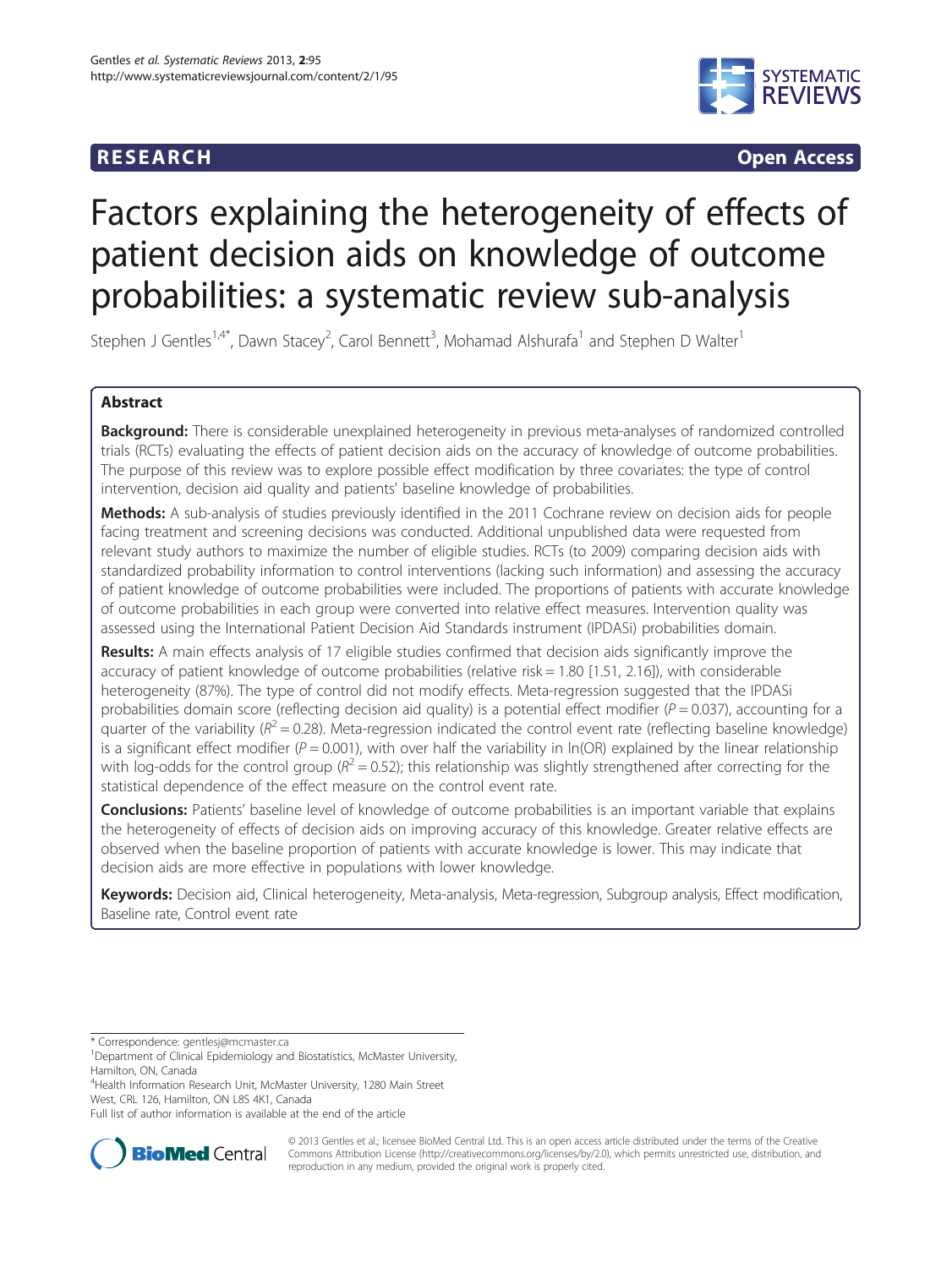RESEARCH **Open Access**

# Factors explaining the heterogeneity of effects of patient decision aids on knowledge of outcome probabilities: a systematic review sub-analysis

Stephen J Gentles[1,4*], Dawn Stacey[2], Carol Bennett[3], Mohamad Alshurafa[1] and Stephen D Walter[1]

## Abstract

**Background:** There is considerable unexplained heterogeneity in previous meta-analyses of randomized controlled trials (RCTs) evaluating the effects of patient decision aids on the accuracy of knowledge of outcome probabilities. The purpose of this review was to explore possible effect modification by three covariates: the type of control intervention, decision aid quality and patients' baseline knowledge of probabilities.

**Methods:** A sub-analysis of studies previously identified in the 2011 Cochrane review on decision aids for people facing treatment and screening decisions was conducted. Additional unpublished data were requested from relevant study authors to maximize the number of eligible studies. RCTs (to 2009) comparing decision aids with standardized probability information to control interventions (lacking such information) and assessing the accuracy of patient knowledge of outcome probabilities were included. The proportions of patients with accurate knowledge of outcome probabilities in each group were converted into relative effect measures. Intervention quality was assessed using the International Patient Decision Aid Standards instrument (IPDASi) probabilities domain.

**Results:** A main effects analysis of 17 eligible studies confirmed that decision aids significantly improve the accuracy of patient knowledge of outcome probabilities (relative risk = 1.80 [1.51, 2.16]), with considerable heterogeneity (87%). The type of control did not modify effects. Meta-regression suggested that the IPDASi probabilities domain score (reflecting decision aid quality) is a potential effect modifier ($P = 0.037$), accounting for a quarter of the variability ($R^2 = 0.28$). Meta-regression indicated the control event rate (reflecting baseline knowledge) is a significant effect modifier ($P = 0.001$), with over half the variability in ln(OR) explained by the linear relationship with log-odds for the control group ($R^2 = 0.52$); this relationship was slightly strengthened after correcting for the statistical dependence of the effect measure on the control event rate.

**Conclusions:** Patients' baseline level of knowledge of outcome probabilities is an important variable that explains the heterogeneity of effects of decision aids on improving accuracy of this knowledge. Greater relative effects are observed when the baseline proportion of patients with accurate knowledge is lower. This may indicate that decision aids are more effective in populations with lower knowledge.

**Keywords:** Decision aid, Clinical heterogeneity, Meta-analysis, Meta-regression, Subgroup analysis, Effect modification, Baseline rate, Control event rate

---

* Correspondence: gentlesj@mcmaster.ca
[1]Department of Clinical Epidemiology and Biostatistics, McMaster University, Hamilton, ON, Canada
[4]Health Information Research Unit, McMaster University, 1280 Main Street West, CRL 126, Hamilton, ON L8S 4K1, Canada
Full list of author information is available at the end of the article

© 2013 Gentles et al.; licensee BioMed Central Ltd. This is an open access article distributed under the terms of the Creative Commons Attribution License (http://creativecommons.org/licenses/by/2.0), which permits unrestricted use, distribution, and reproduction in any medium, provided the original work is properly cited.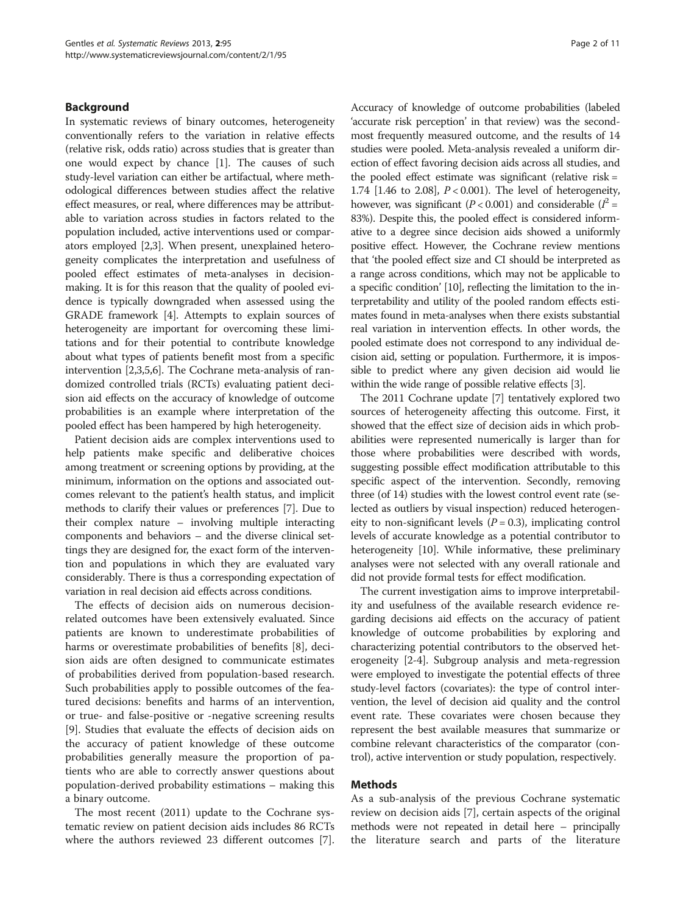## Background

In systematic reviews of binary outcomes, heterogeneity conventionally refers to the variation in relative effects (relative risk, odds ratio) across studies that is greater than one would expect by chance [1]. The causes of such study-level variation can either be artifactual, where methodological differences between studies affect the relative effect measures, or real, where differences may be attributable to variation across studies in factors related to the population included, active interventions used or comparators employed [2,3]. When present, unexplained heterogeneity complicates the interpretation and usefulness of pooled effect estimates of meta-analyses in decision-making. It is for this reason that the quality of pooled evidence is typically downgraded when assessed using the GRADE framework [4]. Attempts to explain sources of heterogeneity are important for overcoming these limitations and for their potential to contribute knowledge about what types of patients benefit most from a specific intervention [2,3,5,6]. The Cochrane meta-analysis of randomized controlled trials (RCTs) evaluating patient decision aid effects on the accuracy of knowledge of outcome probabilities is an example where interpretation of the pooled effect has been hampered by high heterogeneity.

Patient decision aids are complex interventions used to help patients make specific and deliberative choices among treatment or screening options by providing, at the minimum, information on the options and associated outcomes relevant to the patient's health status, and implicit methods to clarify their values or preferences [7]. Due to their complex nature – involving multiple interacting components and behaviors – and the diverse clinical settings they are designed for, the exact form of the intervention and populations in which they are evaluated vary considerably. There is thus a corresponding expectation of variation in real decision aid effects across conditions.

The effects of decision aids on numerous decision-related outcomes have been extensively evaluated. Since patients are known to underestimate probabilities of harms or overestimate probabilities of benefits [8], decision aids are often designed to communicate estimates of probabilities derived from population-based research. Such probabilities apply to possible outcomes of the featured decisions: benefits and harms of an intervention, or true- and false-positive or -negative screening results [9]. Studies that evaluate the effects of decision aids on the accuracy of patient knowledge of these outcome probabilities generally measure the proportion of patients who are able to correctly answer questions about population-derived probability estimations – making this a binary outcome.

The most recent (2011) update to the Cochrane systematic review on patient decision aids includes 86 RCTs where the authors reviewed 23 different outcomes [7]. Accuracy of knowledge of outcome probabilities (labeled 'accurate risk perception' in that review) was the second-most frequently measured outcome, and the results of 14 studies were pooled. Meta-analysis revealed a uniform direction of effect favoring decision aids across all studies, and the pooled effect estimate was significant (relative risk = 1.74 [1.46 to 2.08], $P < 0.001$). The level of heterogeneity, however, was significant ($P < 0.001$) and considerable ($I^2$ = 83%). Despite this, the pooled effect is considered informative to a degree since decision aids showed a uniformly positive effect. However, the Cochrane review mentions that 'the pooled effect size and CI should be interpreted as a range across conditions, which may not be applicable to a specific condition' [10], reflecting the limitation to the interpretability and utility of the pooled random effects estimates found in meta-analyses when there exists substantial real variation in intervention effects. In other words, the pooled estimate does not correspond to any individual decision aid, setting or population. Furthermore, it is impossible to predict where any given decision aid would lie within the wide range of possible relative effects [3].

The 2011 Cochrane update [7] tentatively explored two sources of heterogeneity affecting this outcome. First, it showed that the effect size of decision aids in which probabilities were represented numerically is larger than for those where probabilities were described with words, suggesting possible effect modification attributable to this specific aspect of the intervention. Secondly, removing three (of 14) studies with the lowest control event rate (selected as outliers by visual inspection) reduced heterogeneity to non-significant levels ($P = 0.3$), implicating control levels of accurate knowledge as a potential contributor to heterogeneity [10]. While informative, these preliminary analyses were not selected with any overall rationale and did not provide formal tests for effect modification.

The current investigation aims to improve interpretability and usefulness of the available research evidence regarding decisions aid effects on the accuracy of patient knowledge of outcome probabilities by exploring and characterizing potential contributors to the observed heterogeneity [2-4]. Subgroup analysis and meta-regression were employed to investigate the potential effects of three study-level factors (covariates): the type of control intervention, the level of decision aid quality and the control event rate. These covariates were chosen because they represent the best available measures that summarize or combine relevant characteristics of the comparator (control), active intervention or study population, respectively.

## Methods

As a sub-analysis of the previous Cochrane systematic review on decision aids [7], certain aspects of the original methods were not repeated in detail here – principally the literature search and parts of the literature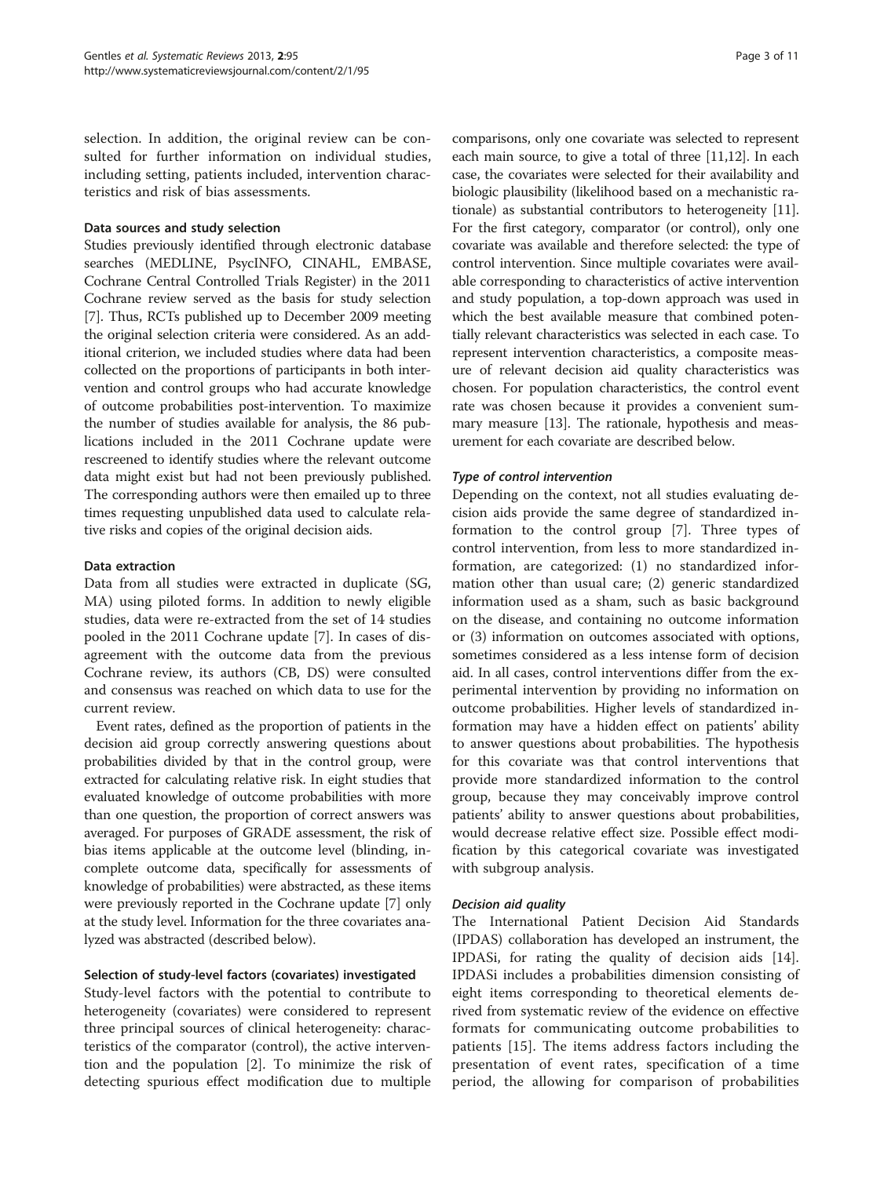selection. In addition, the original review can be consulted for further information on individual studies, including setting, patients included, intervention characteristics and risk of bias assessments.

### Data sources and study selection

Studies previously identified through electronic database searches (MEDLINE, PsycINFO, CINAHL, EMBASE, Cochrane Central Controlled Trials Register) in the 2011 Cochrane review served as the basis for study selection [7]. Thus, RCTs published up to December 2009 meeting the original selection criteria were considered. As an additional criterion, we included studies where data had been collected on the proportions of participants in both intervention and control groups who had accurate knowledge of outcome probabilities post-intervention. To maximize the number of studies available for analysis, the 86 publications included in the 2011 Cochrane update were rescreened to identify studies where the relevant outcome data might exist but had not been previously published. The corresponding authors were then emailed up to three times requesting unpublished data used to calculate relative risks and copies of the original decision aids.

### Data extraction

Data from all studies were extracted in duplicate (SG, MA) using piloted forms. In addition to newly eligible studies, data were re-extracted from the set of 14 studies pooled in the 2011 Cochrane update [7]. In cases of disagreement with the outcome data from the previous Cochrane review, its authors (CB, DS) were consulted and consensus was reached on which data to use for the current review.

Event rates, defined as the proportion of patients in the decision aid group correctly answering questions about probabilities divided by that in the control group, were extracted for calculating relative risk. In eight studies that evaluated knowledge of outcome probabilities with more than one question, the proportion of correct answers was averaged. For purposes of GRADE assessment, the risk of bias items applicable at the outcome level (blinding, incomplete outcome data, specifically for assessments of knowledge of probabilities) were abstracted, as these items were previously reported in the Cochrane update [7] only at the study level. Information for the three covariates analyzed was abstracted (described below).

### Selection of study-level factors (covariates) investigated

Study-level factors with the potential to contribute to heterogeneity (covariates) were considered to represent three principal sources of clinical heterogeneity: characteristics of the comparator (control), the active intervention and the population [2]. To minimize the risk of detecting spurious effect modification due to multiple comparisons, only one covariate was selected to represent each main source, to give a total of three [11,12]. In each case, the covariates were selected for their availability and biologic plausibility (likelihood based on a mechanistic rationale) as substantial contributors to heterogeneity [11]. For the first category, comparator (or control), only one covariate was available and therefore selected: the type of control intervention. Since multiple covariates were available corresponding to characteristics of active intervention and study population, a top-down approach was used in which the best available measure that combined potentially relevant characteristics was selected in each case. To represent intervention characteristics, a composite measure of relevant decision aid quality characteristics was chosen. For population characteristics, the control event rate was chosen because it provides a convenient summary measure [13]. The rationale, hypothesis and measurement for each covariate are described below.

#### *Type of control intervention*

Depending on the context, not all studies evaluating decision aids provide the same degree of standardized information to the control group [7]. Three types of control intervention, from less to more standardized information, are categorized: (1) no standardized information other than usual care; (2) generic standardized information used as a sham, such as basic background on the disease, and containing no outcome information or (3) information on outcomes associated with options, sometimes considered as a less intense form of decision aid. In all cases, control interventions differ from the experimental intervention by providing no information on outcome probabilities. Higher levels of standardized information may have a hidden effect on patients' ability to answer questions about probabilities. The hypothesis for this covariate was that control interventions that provide more standardized information to the control group, because they may conceivably improve control patients' ability to answer questions about probabilities, would decrease relative effect size. Possible effect modification by this categorical covariate was investigated with subgroup analysis.

#### *Decision aid quality*

The International Patient Decision Aid Standards (IPDAS) collaboration has developed an instrument, the IPDASi, for rating the quality of decision aids [14]. IPDASi includes a probabilities dimension consisting of eight items corresponding to theoretical elements derived from systematic review of the evidence on effective formats for communicating outcome probabilities to patients [15]. The items address factors including the presentation of event rates, specification of a time period, the allowing for comparison of probabilities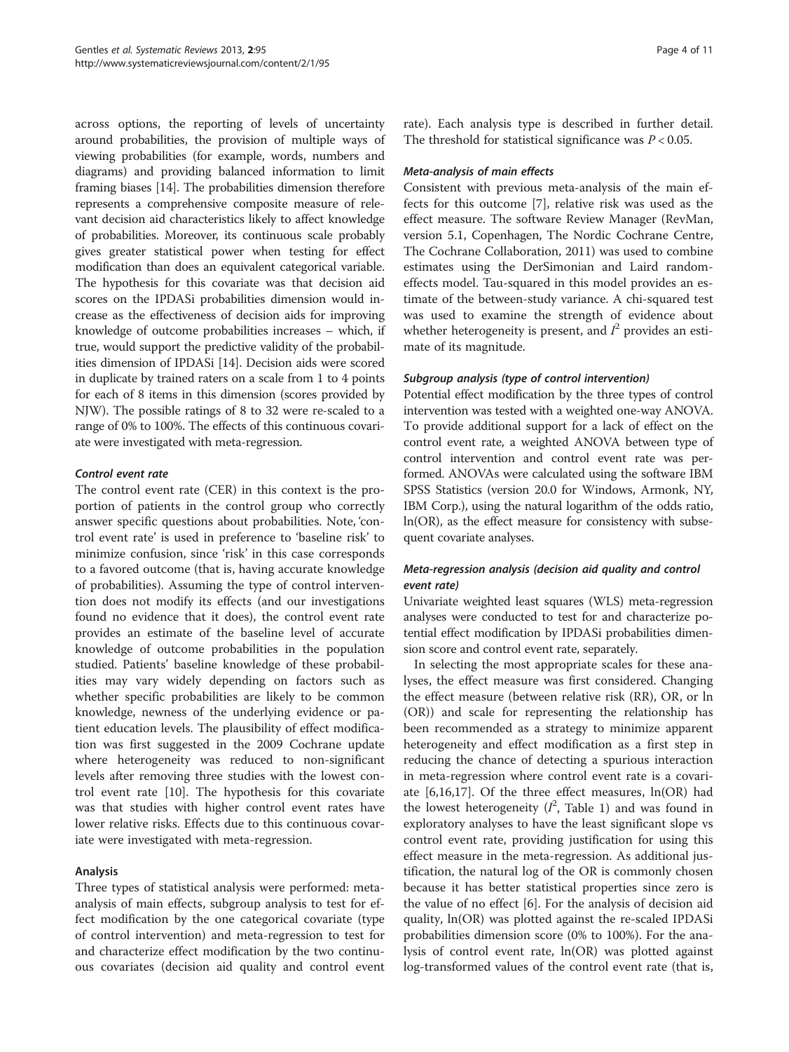across options, the reporting of levels of uncertainty around probabilities, the provision of multiple ways of viewing probabilities (for example, words, numbers and diagrams) and providing balanced information to limit framing biases [14]. The probabilities dimension therefore represents a comprehensive composite measure of relevant decision aid characteristics likely to affect knowledge of probabilities. Moreover, its continuous scale probably gives greater statistical power when testing for effect modification than does an equivalent categorical variable. The hypothesis for this covariate was that decision aid scores on the IPDASi probabilities dimension would increase as the effectiveness of decision aids for improving knowledge of outcome probabilities increases – which, if true, would support the predictive validity of the probabilities dimension of IPDASi [14]. Decision aids were scored in duplicate by trained raters on a scale from 1 to 4 points for each of 8 items in this dimension (scores provided by NJW). The possible ratings of 8 to 32 were re-scaled to a range of 0% to 100%. The effects of this continuous covariate were investigated with meta-regression.

#### *Control event rate*

The control event rate (CER) in this context is the proportion of patients in the control group who correctly answer specific questions about probabilities. Note, 'control event rate' is used in preference to 'baseline risk' to minimize confusion, since 'risk' in this case corresponds to a favored outcome (that is, having accurate knowledge of probabilities). Assuming the type of control intervention does not modify its effects (and our investigations found no evidence that it does), the control event rate provides an estimate of the baseline level of accurate knowledge of outcome probabilities in the population studied. Patients' baseline knowledge of these probabilities may vary widely depending on factors such as whether specific probabilities are likely to be common knowledge, newness of the underlying evidence or patient education levels. The plausibility of effect modification was first suggested in the 2009 Cochrane update where heterogeneity was reduced to non-significant levels after removing three studies with the lowest control event rate [10]. The hypothesis for this covariate was that studies with higher control event rates have lower relative risks. Effects due to this continuous covariate were investigated with meta-regression.

### Analysis

Three types of statistical analysis were performed: meta-analysis of main effects, subgroup analysis to test for effect modification by the one categorical covariate (type of control intervention) and meta-regression to test for and characterize effect modification by the two continuous covariates (decision aid quality and control event rate). Each analysis type is described in further detail. The threshold for statistical significance was $P < 0.05$.

#### *Meta-analysis of main effects*

Consistent with previous meta-analysis of the main effects for this outcome [7], relative risk was used as the effect measure. The software Review Manager (RevMan, version 5.1, Copenhagen, The Nordic Cochrane Centre, The Cochrane Collaboration, 2011) was used to combine estimates using the DerSimonian and Laird random-effects model. Tau-squared in this model provides an estimate of the between-study variance. A chi-squared test was used to examine the strength of evidence about whether heterogeneity is present, and $I^2$ provides an estimate of its magnitude.

#### *Subgroup analysis (type of control intervention)*

Potential effect modification by the three types of control intervention was tested with a weighted one-way ANOVA. To provide additional support for a lack of effect on the control event rate, a weighted ANOVA between type of control intervention and control event rate was performed. ANOVAs were calculated using the software IBM SPSS Statistics (version 20.0 for Windows, Armonk, NY, IBM Corp.), using the natural logarithm of the odds ratio, ln(OR), as the effect measure for consistency with subsequent covariate analyses.

#### *Meta-regression analysis (decision aid quality and control event rate)*

Univariate weighted least squares (WLS) meta-regression analyses were conducted to test for and characterize potential effect modification by IPDASi probabilities dimension score and control event rate, separately.

In selecting the most appropriate scales for these analyses, the effect measure was first considered. Changing the effect measure (between relative risk (RR), OR, or ln (OR)) and scale for representing the relationship has been recommended as a strategy to minimize apparent heterogeneity and effect modification as a first step in reducing the chance of detecting a spurious interaction in meta-regression where control event rate is a covariate [6,16,17]. Of the three effect measures, ln(OR) had the lowest heterogeneity ($I^2$, Table 1) and was found in exploratory analyses to have the least significant slope vs control event rate, providing justification for using this effect measure in the meta-regression. As additional justification, the natural log of the OR is commonly chosen because it has better statistical properties since zero is the value of no effect [6]. For the analysis of decision aid quality, ln(OR) was plotted against the re-scaled IPDASi probabilities dimension score (0% to 100%). For the analysis of control event rate, ln(OR) was plotted against log-transformed values of the control event rate (that is,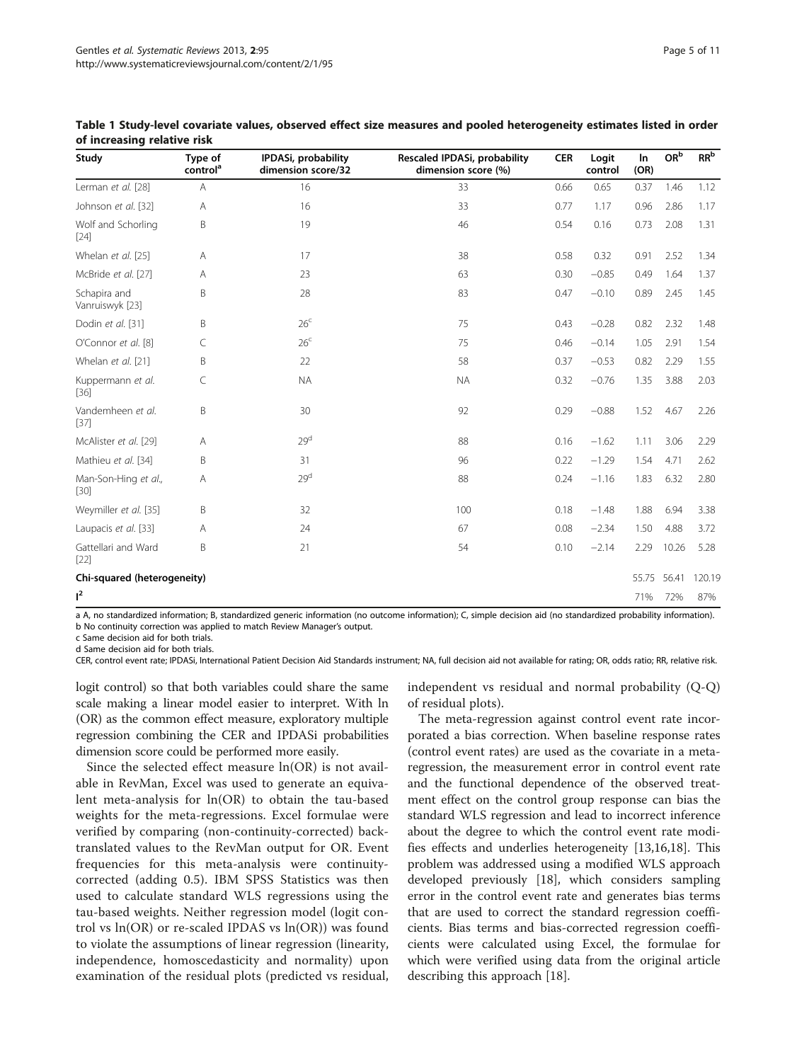**Table 1 Study-level covariate values, observed effect size measures and pooled heterogeneity estimates listed in order of increasing relative risk**

| Study | Type of control[a] | IPDASi, probability dimension score/32 | Rescaled IPDASi, probability dimension score (%) | CER | Logit control | ln (OR) | OR[b] | RR[b] |
|---|---|---|---|---|---|---|---|---|
| Lerman et al. [28] | A | 16 | 33 | 0.66 | 0.65 | 0.37 | 1.46 | 1.12 |
| Johnson et al. [32] | A | 16 | 33 | 0.77 | 1.17 | 0.96 | 2.86 | 1.17 |
| Wolf and Schorling [24] | B | 19 | 46 | 0.54 | 0.16 | 0.73 | 2.08 | 1.31 |
| Whelan et al. [25] | A | 17 | 38 | 0.58 | 0.32 | 0.91 | 2.52 | 1.34 |
| McBride et al. [27] | A | 23 | 63 | 0.30 | −0.85 | 0.49 | 1.64 | 1.37 |
| Schapira and Vanruiswyk [23] | B | 28 | 83 | 0.47 | −0.10 | 0.89 | 2.45 | 1.45 |
| Dodin et al. [31] | B | 26[c] | 75 | 0.43 | −0.28 | 0.82 | 2.32 | 1.48 |
| O'Connor et al. [8] | C | 26[c] | 75 | 0.46 | −0.14 | 1.05 | 2.91 | 1.54 |
| Whelan et al. [21] | B | 22 | 58 | 0.37 | −0.53 | 0.82 | 2.29 | 1.55 |
| Kuppermann et al. [36] | C | NA | NA | 0.32 | −0.76 | 1.35 | 3.88 | 2.03 |
| Vandemheen et al. [37] | B | 30 | 92 | 0.29 | −0.88 | 1.52 | 4.67 | 2.26 |
| McAlister et al. [29] | A | 29[d] | 88 | 0.16 | −1.62 | 1.11 | 3.06 | 2.29 |
| Mathieu et al. [34] | B | 31 | 96 | 0.22 | −1.29 | 1.54 | 4.71 | 2.62 |
| Man-Son-Hing et al., [30] | A | 29[d] | 88 | 0.24 | −1.16 | 1.83 | 6.32 | 2.80 |
| Weymiller et al. [35] | B | 32 | 100 | 0.18 | −1.48 | 1.88 | 6.94 | 3.38 |
| Laupacis et al. [33] | A | 24 | 67 | 0.08 | −2.34 | 1.50 | 4.88 | 3.72 |
| Gattellari and Ward [22] | B | 21 | 54 | 0.10 | −2.14 | 2.29 | 10.26 | 5.28 |
| **Chi-squared (heterogeneity)** | | | | | | 55.75 | 56.41 | 120.19 |
| $I^2$ | | | | | | 71% | 72% | 87% |

a A, no standardized information; B, standardized generic information (no outcome information); C, simple decision aid (no standardized probability information).
b No continuity correction was applied to match Review Manager's output.
c Same decision aid for both trials.
d Same decision aid for both trials.
CER, control event rate; IPDASi, International Patient Decision Aid Standards instrument; NA, full decision aid not available for rating; OR, odds ratio; RR, relative risk.

logit control) so that both variables could share the same scale making a linear model easier to interpret. With ln (OR) as the common effect measure, exploratory multiple regression combining the CER and IPDASi probabilities dimension score could be performed more easily.

Since the selected effect measure ln(OR) is not available in RevMan, Excel was used to generate an equivalent meta-analysis for ln(OR) to obtain the tau-based weights for the meta-regressions. Excel formulae were verified by comparing (non-continuity-corrected) back-translated values to the RevMan output for OR. Event frequencies for this meta-analysis were continuity-corrected (adding 0.5). IBM SPSS Statistics was then used to calculate standard WLS regressions using the tau-based weights. Neither regression model (logit control vs ln(OR) or re-scaled IPDAS vs ln(OR)) was found to violate the assumptions of linear regression (linearity, independence, homoscedasticity and normality) upon examination of the residual plots (predicted vs residual, independent vs residual and normal probability (Q-Q) of residual plots).

The meta-regression against control event rate incorporated a bias correction. When baseline response rates (control event rates) are used as the covariate in a meta-regression, the measurement error in control event rate and the functional dependence of the observed treatment effect on the control group response can bias the standard WLS regression and lead to incorrect inference about the degree to which the control event rate modifies effects and underlies heterogeneity [13,16,18]. This problem was addressed using a modified WLS approach developed previously [18], which considers sampling error in the control event rate and generates bias terms that are used to correct the standard regression coefficients. Bias terms and bias-corrected regression coefficients were calculated using Excel, the formulae for which were verified using data from the original article describing this approach [18].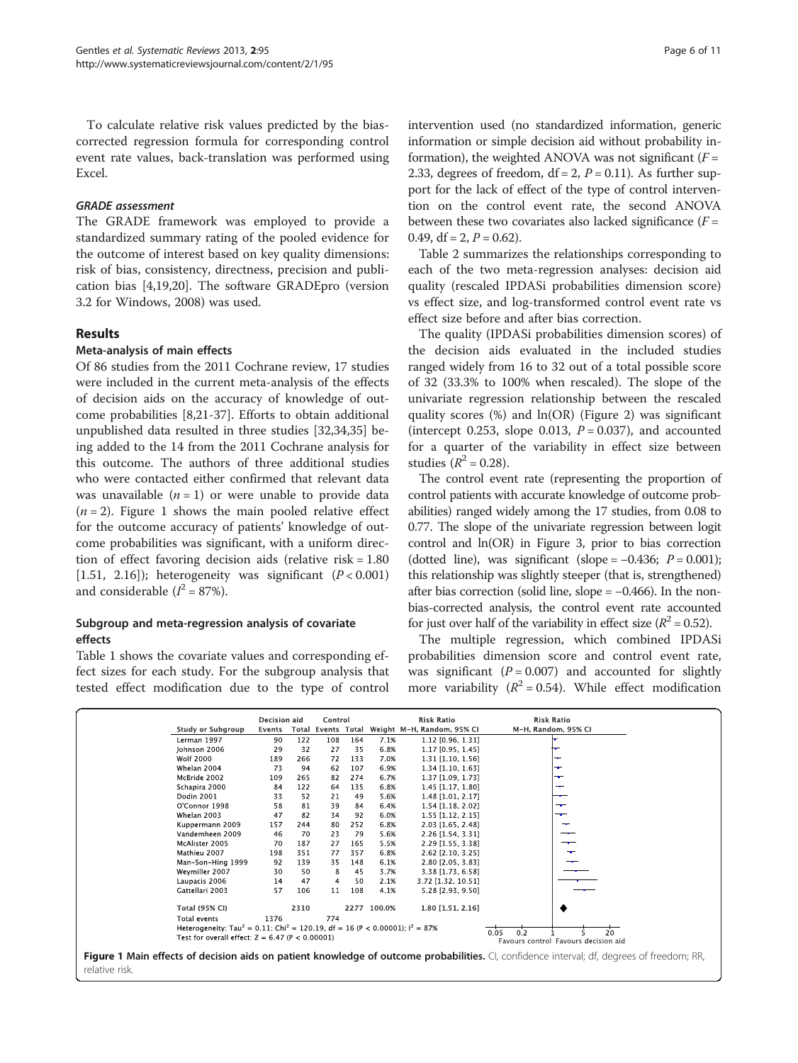To calculate relative risk values predicted by the bias-corrected regression formula for corresponding control event rate values, back-translation was performed using Excel.

#### GRADE assessment

The GRADE framework was employed to provide a standardized summary rating of the pooled evidence for the outcome of interest based on key quality dimensions: risk of bias, consistency, directness, precision and publication bias [4,19,20]. The software GRADEpro (version 3.2 for Windows, 2008) was used.

## Results

### Meta-analysis of main effects

Of 86 studies from the 2011 Cochrane review, 17 studies were included in the current meta-analysis of the effects of decision aids on the accuracy of knowledge of outcome probabilities [8,21-37]. Efforts to obtain additional unpublished data resulted in three studies [32,34,35] being added to the 14 from the 2011 Cochrane analysis for this outcome. The authors of three additional studies who were contacted either confirmed that relevant data was unavailable ($n = 1$) or were unable to provide data ($n = 2$). Figure 1 shows the main pooled relative effect for the outcome accuracy of patients' knowledge of outcome probabilities was significant, with a uniform direction of effect favoring decision aids (relative risk = 1.80 [1.51, 2.16]); heterogeneity was significant ($P < 0.001$) and considerable ($I^2 = 87\%$).

### Subgroup and meta-regression analysis of covariate effects

Table 1 shows the covariate values and corresponding effect sizes for each study. For the subgroup analysis that tested effect modification due to the type of control intervention used (no standardized information, generic information or simple decision aid without probability information), the weighted ANOVA was not significant ($F = 2.33$, degrees of freedom, $df = 2$, $P = 0.11$). As further support for the lack of effect of the type of control intervention on the control event rate, the second ANOVA between these two covariates also lacked significance ($F = 0.49$, $df = 2$, $P = 0.62$).

Table 2 summarizes the relationships corresponding to each of the two meta-regression analyses: decision aid quality (rescaled IPDASi probabilities dimension score) vs effect size, and log-transformed control event rate vs effect size before and after bias correction.

The quality (IPDASi probabilities dimension scores) of the decision aids evaluated in the included studies ranged widely from 16 to 32 out of a total possible score of 32 (33.3% to 100% when rescaled). The slope of the univariate regression relationship between the rescaled quality scores (%) and ln(OR) (Figure 2) was significant (intercept 0.253, slope 0.013, $P = 0.037$), and accounted for a quarter of the variability in effect size between studies ($R^2 = 0.28$).

The control event rate (representing the proportion of control patients with accurate knowledge of outcome probabilities) ranged widely among the 17 studies, from 0.08 to 0.77. The slope of the univariate regression between logit control and ln(OR) in Figure 3, prior to bias correction (dotted line), was significant (slope = −0.436; $P = 0.001$); this relationship was slightly steeper (that is, strengthened) after bias correction (solid line, slope = −0.466). In the non-bias-corrected analysis, the control event rate accounted for just over half of the variability in effect size ($R^2 = 0.52$).

The multiple regression, which combined IPDASi probabilities dimension score and control event rate, was significant ($P = 0.007$) and accounted for slightly more variability ($R^2 = 0.54$). While effect modification

| Study or Subgroup | Decision aid Events | Decision aid Total | Control Events | Control Total | Weight | Risk Ratio M-H, Random, 95% CI |
|---|---|---|---|---|---|---|
| Lerman 1997 | 90 | 122 | 108 | 164 | 7.1% | 1.12 [0.96, 1.31] |
| Johnson 2006 | 29 | 32 | 27 | 35 | 6.8% | 1.17 [0.95, 1.45] |
| Wolf 2000 | 189 | 266 | 72 | 133 | 7.0% | 1.31 [1.10, 1.56] |
| Whelan 2004 | 73 | 94 | 62 | 107 | 6.9% | 1.34 [1.10, 1.63] |
| McBride 2002 | 109 | 265 | 82 | 274 | 6.7% | 1.37 [1.09, 1.73] |
| Schapira 2000 | 84 | 122 | 64 | 135 | 6.8% | 1.45 [1.17, 1.80] |
| Dodin 2001 | 33 | 52 | 21 | 49 | 5.6% | 1.48 [1.01, 2.17] |
| O'Connor 1998 | 58 | 81 | 39 | 84 | 6.4% | 1.54 [1.18, 2.02] |
| Whelan 2003 | 47 | 82 | 34 | 92 | 6.0% | 1.55 [1.12, 2.15] |
| Kuppermann 2009 | 157 | 244 | 80 | 252 | 6.8% | 2.03 [1.65, 2.48] |
| Vandemheen 2009 | 46 | 70 | 23 | 79 | 5.6% | 2.26 [1.54, 3.31] |
| McAlister 2005 | 70 | 187 | 27 | 165 | 5.5% | 2.29 [1.55, 3.38] |
| Mathieu 2007 | 198 | 351 | 77 | 357 | 6.8% | 2.62 [2.10, 3.25] |
| Man-Son-Hing 1999 | 92 | 139 | 35 | 148 | 6.1% | 2.80 [2.05, 3.83] |
| Weymiller 2007 | 30 | 50 | 8 | 45 | 3.7% | 3.38 [1.73, 6.58] |
| Laupacis 2006 | 14 | 47 | 4 | 50 | 2.1% | 3.72 [1.32, 10.51] |
| Gattellari 2003 | 57 | 106 | 11 | 108 | 4.1% | 5.28 [2.93, 9.50] |
| **Total (95% CI)** | | 2310 | | 2277 | 100.0% | 1.80 [1.51, 2.16] |
| Total events | 1376 | | 774 | | | |

Heterogeneity: Tau² = 0.11; Chi² = 120.19, df = 16 (P < 0.00001); I² = 87%
Test for overall effect: Z = 6.47 (P < 0.00001)

Favours control / Favours decision aid

**Figure 1 Main effects of decision aids on patient knowledge of outcome probabilities.** CI, confidence interval; df, degrees of freedom; RR, relative risk.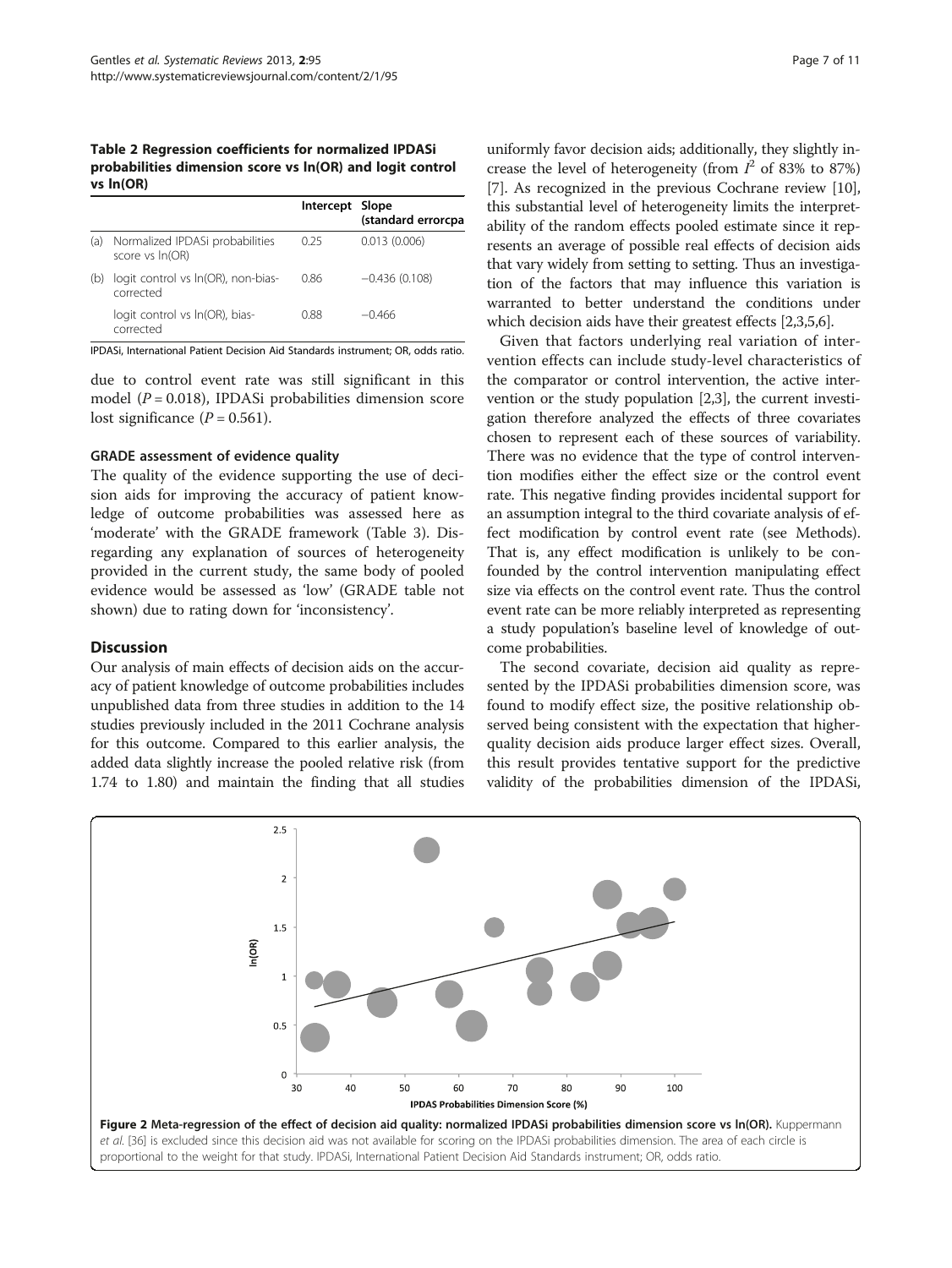**Table 2 Regression coefficients for normalized IPDASi probabilities dimension score vs ln(OR) and logit control vs ln(OR)**

| | | Intercept | Slope (standard errorcpa |
|---|---|---|---|
| (a) | Normalized IPDASi probabilities score vs ln(OR) | 0.25 | 0.013 (0.006) |
| (b) | logit control vs ln(OR), non-bias-corrected | 0.86 | −0.436 (0.108) |
| | logit control vs ln(OR), bias-corrected | 0.88 | −0.466 |

IPDASi, International Patient Decision Aid Standards instrument; OR, odds ratio.

due to control event rate was still significant in this model ($P = 0.018$), IPDASi probabilities dimension score lost significance ($P = 0.561$).

### GRADE assessment of evidence quality

The quality of the evidence supporting the use of decision aids for improving the accuracy of patient knowledge of outcome probabilities was assessed here as 'moderate' with the GRADE framework (Table 3). Disregarding any explanation of sources of heterogeneity provided in the current study, the same body of evidence would be assessed as 'low' (GRADE table not shown) due to rating down for 'inconsistency'.

## Discussion

Our analysis of main effects of decision aids on the accuracy of patient knowledge of outcome probabilities includes unpublished data from three studies in addition to the 14 studies previously included in the 2011 Cochrane analysis for this outcome. Compared to this earlier analysis, the added data slightly increase the pooled relative risk (from 1.74 to 1.80) and maintain the finding that all studies uniformly favor decision aids; additionally, they slightly increase the level of heterogeneity (from $I^2$ of 83% to 87%) [7]. As recognized in the previous Cochrane review [10], this substantial level of heterogeneity limits the interpretability of the random effects pooled estimate since it represents an average of possible real effects of decision aids that vary widely from setting to setting. Thus an investigation of the factors that may influence this variation is warranted to better understand the conditions under which decision aids have their greatest effects [2,3,5,6].

Given that factors underlying real variation of intervention effects can include study-level characteristics of the comparator or control intervention, the active intervention or the study population [2,3], the current investigation therefore analyzed the effects of three covariates chosen to represent each of these sources of variability. There was no evidence that the type of control intervention modifies either the effect size or the control event rate. This negative finding provides incidental support for an assumption integral to the third covariate analysis of effect modification by control event rate (see Methods). That is, any effect modification is unlikely to be confounded by the control intervention manipulating effect size via effects on the control event rate. Thus the control event rate can be more reliably interpreted as representing a study population's baseline level of knowledge of outcome probabilities.

The second covariate, decision aid quality as represented by the IPDASi probabilities dimension score, was found to modify effect size, the positive relationship observed being consistent with the expectation that higher-quality decision aids produce larger effect sizes. Overall, this result provides tentative support for the predictive validity of the probabilities dimension of the IPDASi,

**Figure 2 Meta-regression of the effect of decision aid quality: normalized IPDASi probabilities dimension score vs ln(OR).** Kuppermann et al. [36] is excluded since this decision aid was not available for scoring on the IPDASi probabilities dimension. The area of each circle is proportional to the weight for that study. IPDASi, International Patient Decision Aid Standards instrument; OR, odds ratio.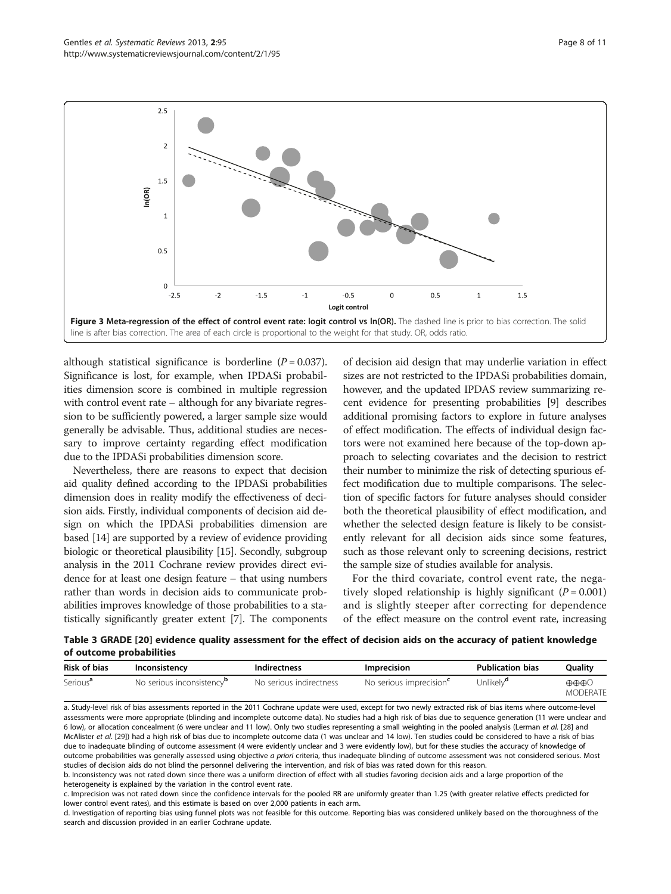**Figure 3 Meta-regression of the effect of control event rate: logit control vs ln(OR).** The dashed line is prior to bias correction. The solid line is after bias correction. The area of each circle is proportional to the weight for that study. OR, odds ratio.

although statistical significance is borderline ($P = 0.037$). Significance is lost, for example, when IPDASi probabilities dimension score is combined in multiple regression with control event rate – although for any bivariate regression to be sufficiently powered, a larger sample size would generally be advisable. Thus, additional studies are necessary to improve certainty regarding effect modification due to the IPDASi probabilities dimension score.

Nevertheless, there are reasons to expect that decision aid quality defined according to the IPDASi probabilities dimension does in reality modify the effectiveness of decision aids. Firstly, individual components of decision aid design on which the IPDASi probabilities dimension are based [14] are supported by a review of evidence providing biologic or theoretical plausibility [15]. Secondly, subgroup analysis in the 2011 Cochrane review provides direct evidence for at least one design feature – that using numbers rather than words in decision aids to communicate probabilities improves knowledge of those probabilities to a statistically significantly greater extent [7]. The components of decision aid design that may underlie variation in effect sizes are not restricted to the IPDASi probabilities domain, however, and the updated IPDAS review summarizing recent evidence for presenting probabilities [9] describes additional promising factors to explore in future analyses of effect modification. The effects of individual design factors were not examined here because of the top-down approach to selecting covariates and the decision to restrict their number to minimize the risk of detecting spurious effect modification due to multiple comparisons. The selection of specific factors for future analyses should consider both the theoretical plausibility of effect modification, and whether the selected design feature is likely to be consistently relevant for all decision aids since some features, such as those relevant only to screening decisions, restrict the sample size of studies available for analysis.

For the third covariate, control event rate, the negatively sloped relationship is highly significant ($P = 0.001$) and is slightly steeper after correcting for dependence of the effect measure on the control event rate, increasing

**Table 3 GRADE [20] evidence quality assessment for the effect of decision aids on the accuracy of patient knowledge of outcome probabilities**

| Risk of bias | Inconsistency | Indirectness | Imprecision | Publication bias | Quality |
|---|---|---|---|---|---|
| Serious[a] | No serious inconsistency[b] | No serious indirectness | No serious imprecision[c] | Unlikely[d] | ⊕⊕⊕O MODERATE |

a. Study-level risk of bias assessments reported in the 2011 Cochrane update were used, except for two newly extracted risk of bias items where outcome-level assessments were more appropriate (blinding and incomplete outcome data). No studies had a high risk of bias due to sequence generation (11 were unclear and 6 low), or allocation concealment (6 were unclear and 11 low). Only two studies representing a small weighting in the pooled analysis (Lerman *et al.* [28] and McAlister *et al.* [29]) had a high risk of bias due to incomplete outcome data (1 was unclear and 14 low). Ten studies could be considered to have a risk of bias due to inadequate blinding of outcome assessment (4 were evidently unclear and 3 were evidently low), but for these studies the accuracy of knowledge of outcome probabilities was generally assessed using objective *a priori* criteria, thus inadequate blinding of outcome assessment was not considered serious. Most studies of decision aids do not blind the personnel delivering the intervention, and risk of bias was rated down for this reason.

b. Inconsistency was not rated down since there was a uniform direction of effect with all studies favoring decision aids and a large proportion of the heterogeneity is explained by the variation in the control event rate.

c. Imprecision was not rated down since the confidence intervals for the pooled RR are uniformly greater than 1.25 (with greater relative effects predicted for lower control event rates), and this estimate is based on over 2,000 patients in each arm.

d. Investigation of reporting bias using funnel plots was not feasible for this outcome. Reporting bias was considered unlikely based on the thoroughness of the search and discussion provided in an earlier Cochrane update.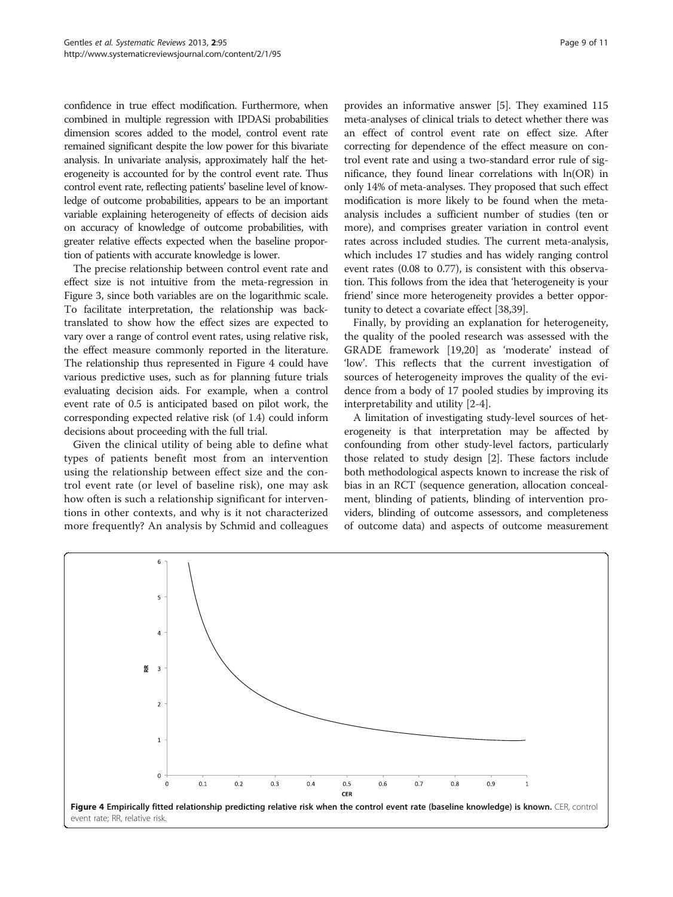confidence in true effect modification. Furthermore, when combined in multiple regression with IPDASi probabilities dimension scores added to the model, control event rate remained significant despite the low power for this bivariate analysis. In univariate analysis, approximately half the heterogeneity is accounted for by the control event rate. Thus control event rate, reflecting patients' baseline level of knowledge of outcome probabilities, appears to be an important variable explaining heterogeneity of effects of decision aids on accuracy of knowledge of outcome probabilities, with greater relative effects expected when the baseline proportion of patients with accurate knowledge is lower.

The precise relationship between control event rate and effect size is not intuitive from the meta-regression in Figure 3, since both variables are on the logarithmic scale. To facilitate interpretation, the relationship was back-translated to show how the effect sizes are expected to vary over a range of control event rates, using relative risk, the effect measure commonly reported in the literature. The relationship thus represented in Figure 4 could have various predictive uses, such as for planning future trials evaluating decision aids. For example, when a control event rate of 0.5 is anticipated based on pilot work, the corresponding expected relative risk (of 1.4) could inform decisions about proceeding with the full trial.

Given the clinical utility of being able to define what types of patients benefit most from an intervention using the relationship between effect size and the control event rate (or level of baseline risk), one may ask how often is such a relationship significant for interventions in other contexts, and why is it not characterized more frequently? An analysis by Schmid and colleagues provides an informative answer [5]. They examined 115 meta-analyses of clinical trials to detect whether there was an effect of control event rate on effect size. After correcting for dependence of the effect measure on control event rate and using a two-standard error rule of significance, they found linear correlations with ln(OR) in only 14% of meta-analyses. They proposed that such effect modification is more likely to be found when the meta-analysis includes a sufficient number of studies (ten or more), and comprises greater variation in control event rates across included studies. The current meta-analysis, which includes 17 studies and has widely ranging control event rates (0.08 to 0.77), is consistent with this observation. This follows from the idea that 'heterogeneity is your friend' since more heterogeneity provides a better opportunity to detect a covariate effect [38,39].

Finally, by providing an explanation for heterogeneity, the quality of the pooled research was assessed with the GRADE framework [19,20] as 'moderate' instead of 'low'. This reflects that the current investigation of sources of heterogeneity improves the quality of the evidence from a body of 17 pooled studies by improving its interpretability and utility [2-4].

A limitation of investigating study-level sources of heterogeneity is that interpretation may be affected by confounding from other study-level factors, particularly those related to study design [2]. These factors include both methodological aspects known to increase the risk of bias in an RCT (sequence generation, allocation concealment, blinding of patients, blinding of intervention providers, blinding of outcome assessors, and completeness of outcome data) and aspects of outcome measurement

**Figure 4 Empirically fitted relationship predicting relative risk when the control event rate (baseline knowledge) is known.** CER, control event rate; RR, relative risk.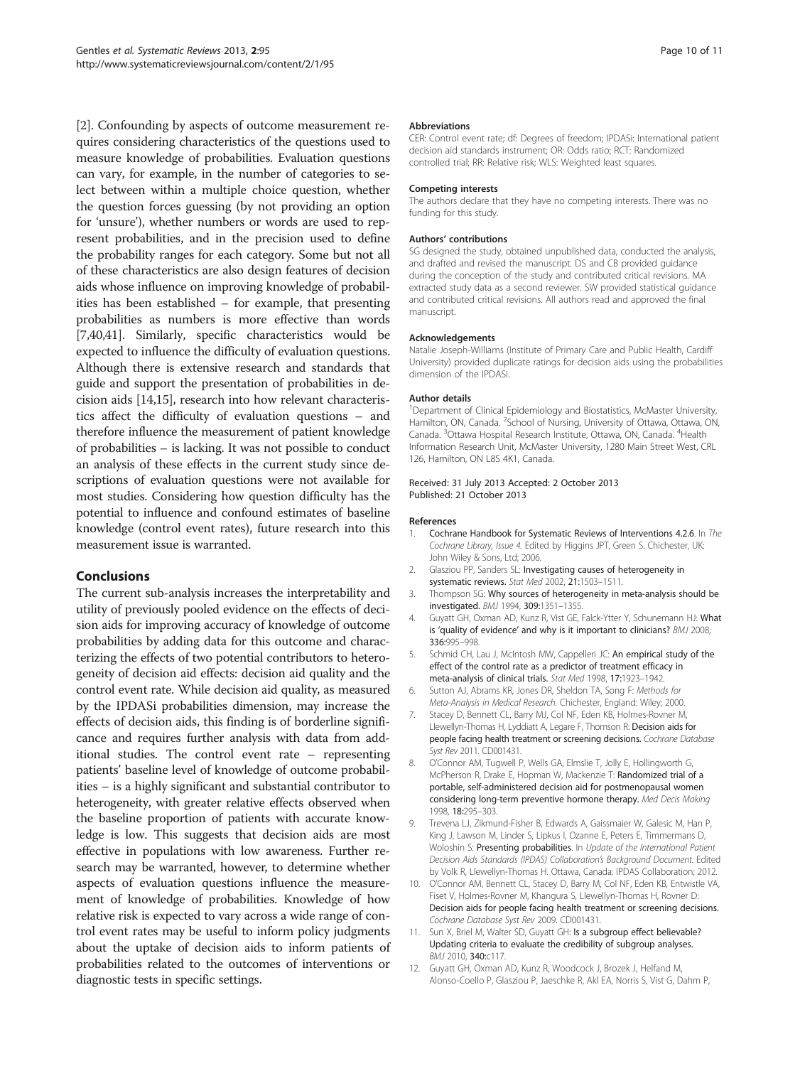[2]. Confounding by aspects of outcome measurement requires considering characteristics of the questions used to measure knowledge of probabilities. Evaluation questions can vary, for example, in the number of categories to select between within a multiple choice question, whether the question forces guessing (by not providing an option for 'unsure'), whether numbers or words are used to represent probabilities, and in the precision used to define the probability ranges for each category. Some but not all of these characteristics are also design features of decision aids whose influence on improving knowledge of probabilities has been established – for example, that presenting probabilities as numbers is more effective than words [7,40,41]. Similarly, specific characteristics would be expected to influence the difficulty of evaluation questions. Although there is extensive research and standards that guide and support the presentation of probabilities in decision aids [14,15], research into how relevant characteristics affect the difficulty of evaluation questions – and therefore influence the measurement of patient knowledge of probabilities – is lacking. It was not possible to conduct an analysis of these effects in the current study since descriptions of evaluation questions were not available for most studies. Considering how question difficulty has the potential to influence and confound estimates of baseline knowledge (control event rates), future research into this measurement issue is warranted.

## Conclusions

The current sub-analysis increases the interpretability and utility of previously pooled evidence on the effects of decision aids for improving accuracy of knowledge of outcome probabilities by adding data for this outcome and characterizing the effects of two potential contributors to heterogeneity of decision aid effects: decision aid quality and the control event rate. While decision aid quality, as measured by the IPDASi probabilities dimension, may increase the effects of decision aids, this finding is of borderline significance and requires further analysis with data from additional studies. The control event rate – representing patients' baseline level of knowledge of outcome probabilities – is a highly significant and substantial contributor to heterogeneity, with greater relative effects observed when the baseline proportion of patients with accurate knowledge is low. This suggests that decision aids are most effective in populations with low awareness. Further research may be warranted, however, to determine whether aspects of evaluation questions influence the measurement of knowledge of probabilities. Knowledge of how relative risk is expected to vary across a wide range of control event rates may be useful to inform policy judgments about the uptake of decision aids to inform patients of probabilities related to the outcomes of interventions or diagnostic tests in specific settings.

#### Abbreviations

CER: Control event rate; df: Degrees of freedom; IPDASi: International patient decision aid standards instrument; OR: Odds ratio; RCT: Randomized controlled trial; RR: Relative risk; WLS: Weighted least squares.

#### Competing interests

The authors declare that they have no competing interests. There was no funding for this study.

#### Authors' contributions

SG designed the study, obtained unpublished data, conducted the analysis, and drafted and revised the manuscript. DS and CB provided guidance during the conception of the study and contributed critical revisions. MA extracted study data as a second reviewer. SW provided statistical guidance and contributed critical revisions. All authors read and approved the final manuscript.

#### Acknowledgements

Natalie Joseph-Williams (Institute of Primary Care and Public Health, Cardiff University) provided duplicate ratings for decision aids using the probabilities dimension of the IPDASi.

#### Author details

[1]Department of Clinical Epidemiology and Biostatistics, McMaster University, Hamilton, ON, Canada. [2]School of Nursing, University of Ottawa, Ottawa, ON, Canada. [3]Ottawa Hospital Research Institute, Ottawa, ON, Canada. [4]Health Information Research Unit, McMaster University, 1280 Main Street West, CRL 126, Hamilton, ON L8S 4K1, Canada.

Received: 31 July 2013 Accepted: 2 October 2013
Published: 21 October 2013

#### References

1. Cochrane Handbook for Systematic Reviews of Interventions 4.2.6. In *The Cochrane Library, Issue 4*. Edited by Higgins JPT, Green S. Chichester, UK: John Wiley & Sons, Ltd; 2006.
2. Glasziou PP, Sanders SL: Investigating causes of heterogeneity in systematic reviews. *Stat Med* 2002, 21:1503–1511.
3. Thompson SG: Why sources of heterogeneity in meta-analysis should be investigated. *BMJ* 1994, 309:1351–1355.
4. Guyatt GH, Oxman AD, Kunz R, Vist GE, Falck-Ytter Y, Schunemann HJ: What is 'quality of evidence' and why is it important to clinicians? *BMJ* 2008, 336:995–998.
5. Schmid CH, Lau J, McIntosh MW, Cappelleri JC: An empirical study of the effect of the control rate as a predictor of treatment efficacy in meta-analysis of clinical trials. *Stat Med* 1998, 17:1923–1942.
6. Sutton AJ, Abrams KR, Jones DR, Sheldon TA, Song F: *Methods for Meta-Analysis in Medical Research*. Chichester, England: Wiley; 2000.
7. Stacey D, Bennett CL, Barry MJ, Col NF, Eden KB, Holmes-Rovner M, Llewellyn-Thomas H, Lyddiatt A, Legare F, Thomson R: Decision aids for people facing health treatment or screening decisions. *Cochrane Database Syst Rev* 2011. CD001431.
8. O'Connor AM, Tugwell P, Wells GA, Elmslie T, Jolly E, Hollingworth G, McPherson R, Drake E, Hopman W, Mackenzie T: Randomized trial of a portable, self-administered decision aid for postmenopausal women considering long-term preventive hormone therapy. *Med Decis Making* 1998, 18:295–303.
9. Trevena LJ, Zikmund-Fisher B, Edwards A, Gaissmaier W, Galesic M, Han P, King J, Lawson M, Linder S, Lipkus I, Ozanne E, Peters E, Timmermans D, Woloshin S: Presenting probabilities. In *Update of the International Patient Decision Aids Standards (IPDAS) Collaboration's Background Document*. Edited by Volk R, Llewellyn-Thomas H. Ottawa, Canada: IPDAS Collaboration; 2012.
10. O'Connor AM, Bennett CL, Stacey D, Barry M, Col NF, Eden KB, Entwistle VA, Fiset V, Holmes-Rovner M, Khangura S, Llewellyn-Thomas H, Rovner D: Decision aids for people facing health treatment or screening decisions. *Cochrane Database Syst Rev* 2009. CD001431.
11. Sun X, Briel M, Walter SD, Guyatt GH: Is a subgroup effect believable? Updating criteria to evaluate the credibility of subgroup analyses. *BMJ* 2010, 340:c117.
12. Guyatt GH, Oxman AD, Kunz R, Woodcock J, Brozek J, Helfand M, Alonso-Coello P, Glasziou P, Jaeschke R, Akl EA, Norris S, Vist G, Dahm P,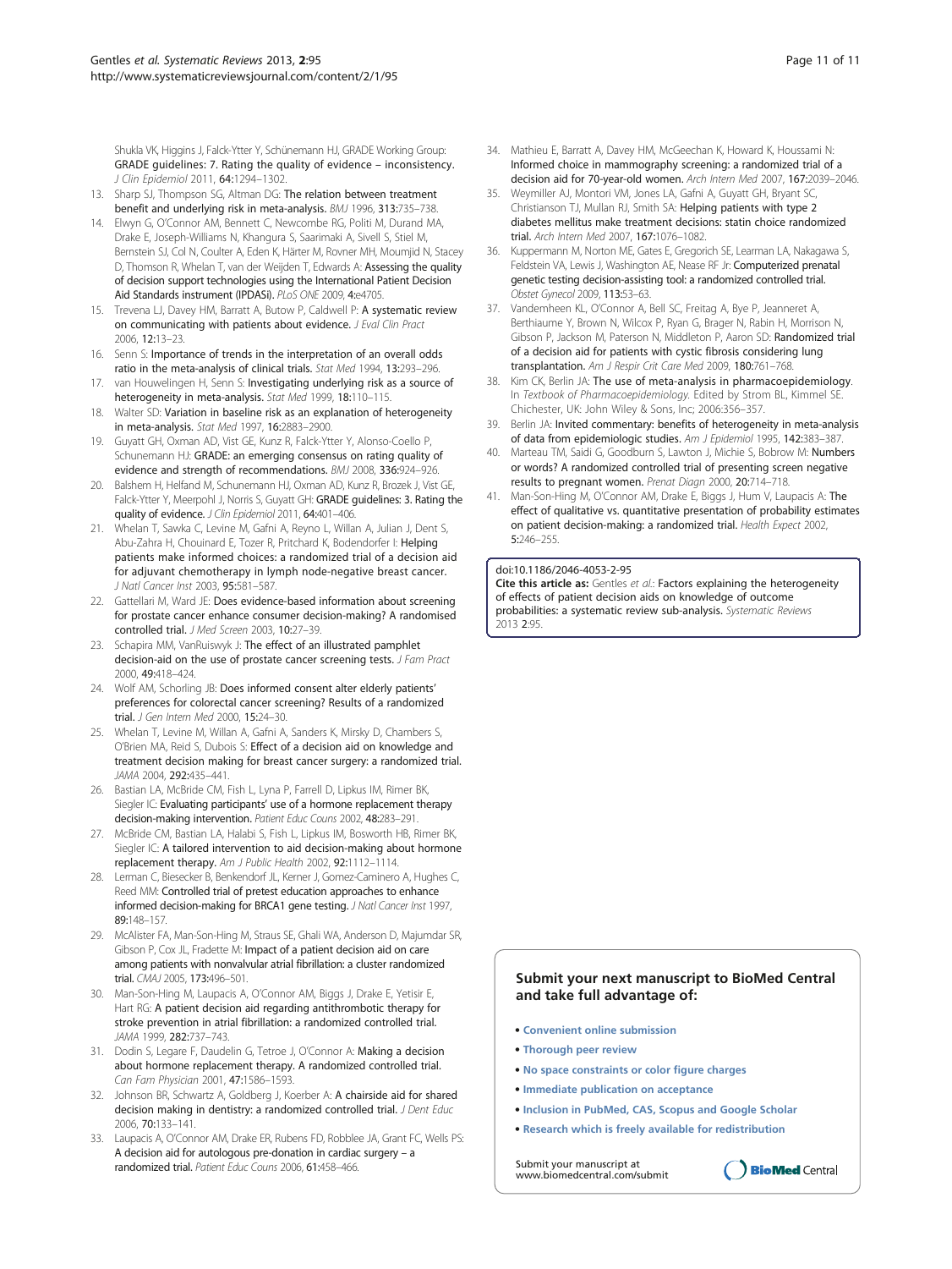Shukla VK, Higgins J, Falck-Ytter Y, Schünemann HJ, GRADE Working Group: GRADE guidelines: 7. Rating the quality of evidence – inconsistency. *J Clin Epidemiol* 2011, **64**:1294–1302.

13. Sharp SJ, Thompson SG, Altman DG: The relation between treatment benefit and underlying risk in meta-analysis. *BMJ* 1996, **313**:735–738.
14. Elwyn G, O'Connor AM, Bennett C, Newcombe RG, Politi M, Durand MA, Drake E, Joseph-Williams N, Khangura S, Saarimaki A, Sivell S, Stiel M, Bernstein SJ, Col N, Coulter A, Eden K, Härter M, Rovner MH, Moumjid N, Stacey D, Thomson R, Whelan T, van der Weijden T, Edwards A: Assessing the quality of decision support technologies using the International Patient Decision Aid Standards instrument (IPDASi). *PLoS ONE* 2009, **4**:e4705.
15. Trevena LJ, Davey HM, Barratt A, Butow P, Caldwell P: A systematic review on communicating with patients about evidence. *J Eval Clin Pract* 2006, **12**:13–23.
16. Senn S: Importance of trends in the interpretation of an overall odds ratio in the meta-analysis of clinical trials. *Stat Med* 1994, **13**:293–296.
17. van Houwelingen H, Senn S: Investigating underlying risk as a source of heterogeneity in meta-analysis. *Stat Med* 1999, **18**:110–115.
18. Walter SD: Variation in baseline risk as an explanation of heterogeneity in meta-analysis. *Stat Med* 1997, **16**:2883–2900.
19. Guyatt GH, Oxman AD, Vist GE, Kunz R, Falck-Ytter Y, Alonso-Coello P, Schunemann HJ: GRADE: an emerging consensus on rating quality of evidence and strength of recommendations. *BMJ* 2008, **336**:924–926.
20. Balshem H, Helfand M, Schunemann HJ, Oxman AD, Kunz R, Brozek J, Vist GE, Falck-Ytter Y, Meerpohl J, Norris S, Guyatt GH: GRADE guidelines: 3. Rating the quality of evidence. *J Clin Epidemiol* 2011, **64**:401–406.
21. Whelan T, Sawka C, Levine M, Gafni A, Reyno L, Willan A, Julian J, Dent S, Abu-Zahra H, Chouinard E, Tozer R, Pritchard K, Bodendorfer I: Helping patients make informed choices: a randomized trial of a decision aid for adjuvant chemotherapy in lymph node-negative breast cancer. *J Natl Cancer Inst* 2003, **95**:581–587.
22. Gattellari M, Ward JE: Does evidence-based information about screening for prostate cancer enhance consumer decision-making? A randomised controlled trial. *J Med Screen* 2003, **10**:27–39.
23. Schapira MM, VanRuiswyk J: The effect of an illustrated pamphlet decision-aid on the use of prostate cancer screening tests. *J Fam Pract* 2000, **49**:418–424.
24. Wolf AM, Schorling JB: Does informed consent alter elderly patients' preferences for colorectal cancer screening? Results of a randomized trial. *J Gen Intern Med* 2000, **15**:24–30.
25. Whelan T, Levine M, Willan A, Gafni A, Sanders K, Mirsky D, Chambers S, O'Brien MA, Reid S, Dubois S: Effect of a decision aid on knowledge and treatment decision making for breast cancer surgery: a randomized trial. *JAMA* 2004, **292**:435–441.
26. Bastian LA, McBride CM, Fish L, Lyna P, Farrell D, Lipkus IM, Rimer BK, Siegler IC: Evaluating participants' use of a hormone replacement therapy decision-making intervention. *Patient Educ Couns* 2002, **48**:283–291.
27. McBride CM, Bastian LA, Halabi S, Fish L, Lipkus IM, Bosworth HB, Rimer BK, Siegler IC: A tailored intervention to aid decision-making about hormone replacement therapy. *Am J Public Health* 2002, **92**:1112–1114.
28. Lerman C, Biesecker B, Benkendorf JL, Kerner J, Gomez-Caminero A, Hughes C, Reed MM: Controlled trial of pretest education approaches to enhance informed decision-making for BRCA1 gene testing. *J Natl Cancer Inst* 1997, **89**:148–157.
29. McAlister FA, Man-Son-Hing M, Straus SE, Ghali WA, Anderson D, Majumdar SR, Gibson P, Cox JL, Fradette M: Impact of a patient decision aid on care among patients with nonvalvular atrial fibrillation: a cluster randomized trial. *CMAJ* 2005, **173**:496–501.
30. Man-Son-Hing M, Laupacis A, O'Connor AM, Biggs J, Drake E, Yetisir E, Hart RG: A patient decision aid regarding antithrombotic therapy for stroke prevention in atrial fibrillation: a randomized controlled trial. *JAMA* 1999, **282**:737–743.
31. Dodin S, Legare F, Daudelin G, Tetroe J, O'Connor A: Making a decision about hormone replacement therapy. A randomized controlled trial. *Can Fam Physician* 2001, **47**:1586–1593.
32. Johnson BR, Schwartz A, Goldberg J, Koerber A: A chairside aid for shared decision making in dentistry: a randomized controlled trial. *J Dent Educ* 2006, **70**:133–141.
33. Laupacis A, O'Connor AM, Drake ER, Rubens FD, Robblee JA, Grant FC, Wells PS: A decision aid for autologous pre-donation in cardiac surgery – a randomized trial. *Patient Educ Couns* 2006, **61**:458–466.
34. Mathieu E, Barratt A, Davey HM, McGeechan K, Howard K, Houssami N: Informed choice in mammography screening: a randomized trial of a decision aid for 70-year-old women. *Arch Intern Med* 2007, **167**:2039–2046.
35. Weymiller AJ, Montori VM, Jones LA, Gafni A, Guyatt GH, Bryant SC, Christianson TJ, Mullan RJ, Smith SA: Helping patients with type 2 diabetes mellitus make treatment decisions: statin choice randomized trial. *Arch Intern Med* 2007, **167**:1076–1082.
36. Kuppermann M, Norton ME, Gates E, Gregorich SE, Learman LA, Nakagawa S, Feldstein VA, Lewis J, Washington AE, Nease RF Jr: Computerized prenatal genetic testing decision-assisting tool: a randomized controlled trial. *Obstet Gynecol* 2009, **113**:53–63.
37. Vandemheen KL, O'Connor A, Bell SC, Freitag A, Bye P, Jeanneret A, Berthiaume Y, Brown N, Wilcox P, Ryan G, Brager N, Rabin H, Morrison N, Gibson P, Jackson M, Paterson N, Middleton P, Aaron SD: Randomized trial of a decision aid for patients with cystic fibrosis considering lung transplantation. *Am J Respir Crit Care Med* 2009, **180**:761–768.
38. Kim CK, Berlin JA: The use of meta-analysis in pharmacoepidemiology. In *Textbook of Pharmacoepidemiology*. Edited by Strom BL, Kimmel SE. Chichester, UK: John Wiley & Sons, Inc; 2006:356–357.
39. Berlin JA: Invited commentary: benefits of heterogeneity in meta-analysis of data from epidemiologic studies. *Am J Epidemiol* 1995, **142**:383–387.
40. Marteau TM, Saidi G, Goodburn S, Lawton J, Michie S, Bobrow M: Numbers or words? A randomized controlled trial of presenting screen negative results to pregnant women. *Prenat Diagn* 2000, **20**:714–718.
41. Man-Son-Hing M, O'Connor AM, Drake E, Biggs J, Hum V, Laupacis A: The effect of qualitative vs. quantitative presentation of probability estimates on patient decision-making: a randomized trial. *Health Expect* 2002, **5**:246–255.

doi:10.1186/2046-4053-2-95
**Cite this article as:** Gentles *et al.*: Factors explaining the heterogeneity of effects of patient decision aids on knowledge of outcome probabilities: a systematic review sub-analysis. *Systematic Reviews* 2013 **2**:95.

**Submit your next manuscript to BioMed Central and take full advantage of:**

- Convenient online submission
- Thorough peer review
- No space constraints or color figure charges
- Immediate publication on acceptance
- Inclusion in PubMed, CAS, Scopus and Google Scholar
- Research which is freely available for redistribution

Submit your manuscript at www.biomedcentral.com/submit

BioMed Central